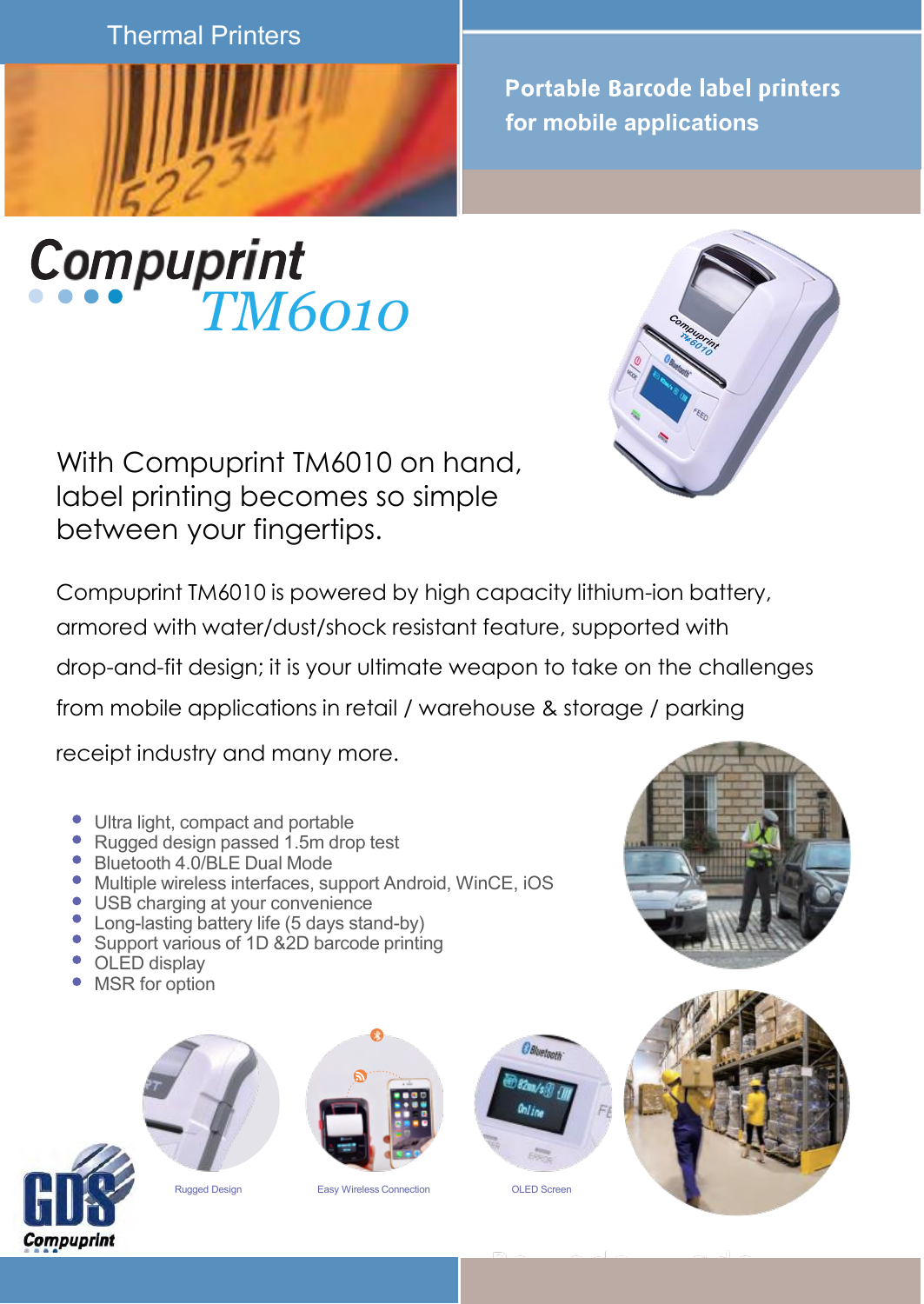Thermal Printers

Portable Barcode label printers
for mobile applications

# Compuprint
## TM6010

With Compuprint TM6010 on hand, label printing becomes so simple between your fingertips.

Compuprint TM6010 is powered by high capacity lithium-ion battery, armored with water/dust/shock resistant feature, supported with drop-and-fit design; it is your ultimate weapon to take on the challenges from mobile applications in retail / warehouse & storage / parking receipt industry and many more.

- Ultra light, compact and portable
- Rugged design passed 1.5m drop test
- Bluetooth 4.0/BLE Dual Mode
- Multiple wireless interfaces, support Android, WinCE, iOS
- USB charging at your convenience
- Long-lasting battery life (5 days stand-by)
- Support various of 1D &2D barcode printing
- OLED display
- MSR for option

Rugged Design

Easy Wireless Connection

OLED Screen

GDS Compuprint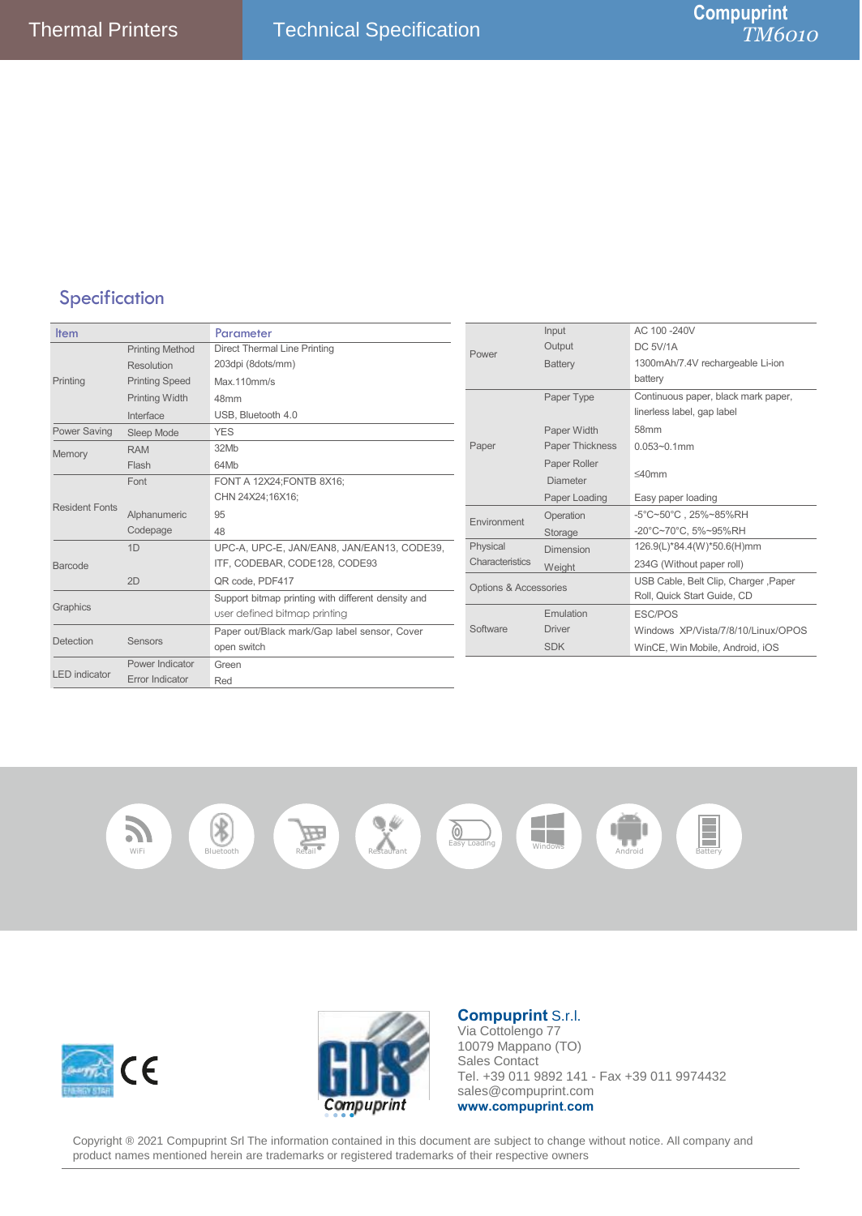## Specification

| Item | | Parameter |
|---|---|---|
| Printing | Printing Method | Direct Thermal Line Printing |
| | Resolution | 203dpi (8dots/mm) |
| | Printing Speed | Max.110mm/s |
| | Printing Width | 48mm |
| | Interface | USB, Bluetooth 4.0 |
| Power Saving | Sleep Mode | YES |
| Memory | RAM | 32Mb |
| | Flash | 64Mb |
| Resident Fonts | Font | FONT A 12X24;FONTB 8X16; CHN 24X24;16X16; |
| | Alphanumeric | 95 |
| | Codepage | 48 |
| Barcode | 1D | UPC-A, UPC-E, JAN/EAN8, JAN/EAN13, CODE39, ITF, CODEBAR, CODE128, CODE93 |
| | 2D | QR code, PDF417 |
| Graphics | | Support bitmap printing with different density and user defined bitmap printing |
| Detection | Sensors | Paper out/Black mark/Gap label sensor, Cover open switch |
| LED indicator | Power Indicator | Green |
| | Error Indicator | Red |

| | | |
|---|---|---|
| Power | Input | AC 100 -240V |
| | Output | DC 5V/1A |
| | Battery | 1300mAh/7.4V rechargeable Li-ion battery |
| Paper | Paper Type | Continuous paper, black mark paper, linerless label, gap label |
| | Paper Width | 58mm |
| | Paper Thickness | 0.053~0.1mm |
| | Paper Roller Diameter | ≤40mm |
| | Paper Loading | Easy paper loading |
| Environment | Operation | -5°C~50°C , 25%~85%RH |
| | Storage | -20°C~70°C, 5%~95%RH |
| Physical Characteristics | Dimension | 126.9(L)*84.4(W)*50.6(H)mm |
| | Weight | 234G (Without paper roll) |
| Options & Accessories | | USB Cable, Belt Clip, Charger ,Paper Roll, Quick Start Guide, CD |
| Software | Emulation | ESC/POS |
| | Driver | Windows XP/Vista/7/8/10/Linux/OPOS |
| | SDK | WinCE, Win Mobile, Android, iOS |

WiFi Bluetooth Retail Restaurant Easy Loading Windows Android Battery

**Compuprint** S.r.l.
Via Cottolengo 77
10079 Mappano (TO)
Sales Contact
Tel. +39 011 9892 141 - Fax +39 011 9974432
sales@compuprint.com
**www.compuprint.com**

Copyright ® 2021 Compuprint Srl The information contained in this document are subject to change without notice. All company and product names mentioned herein are trademarks or registered trademarks of their respective owners